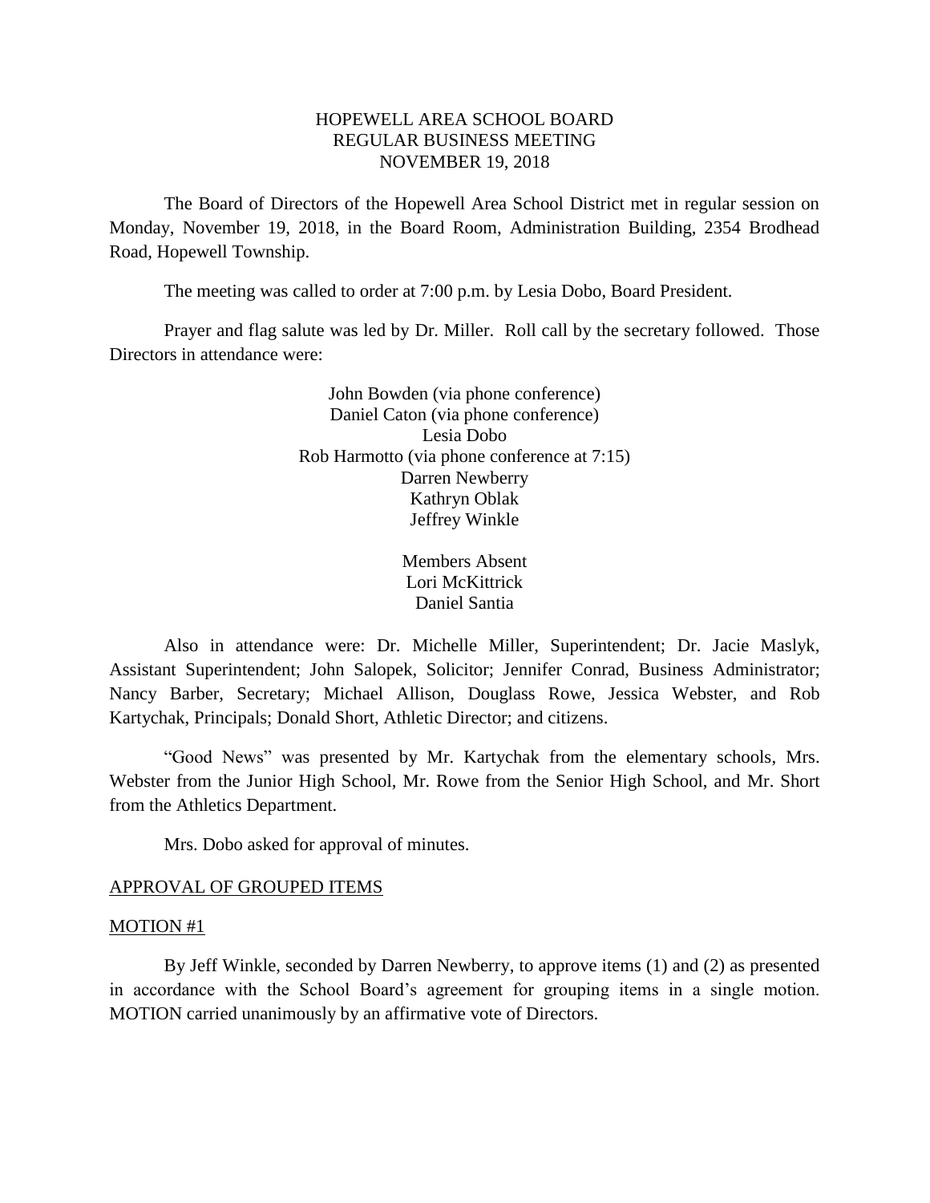# HOPEWELL AREA SCHOOL BOARD
## REGULAR BUSINESS MEETING
## NOVEMBER 19, 2018

The Board of Directors of the Hopewell Area School District met in regular session on Monday, November 19, 2018, in the Board Room, Administration Building, 2354 Brodhead Road, Hopewell Township.

The meeting was called to order at 7:00 p.m. by Lesia Dobo, Board President.

Prayer and flag salute was led by Dr. Miller. Roll call by the secretary followed. Those Directors in attendance were:

John Bowden (via phone conference)
Daniel Caton (via phone conference)
Lesia Dobo
Rob Harmotto (via phone conference at 7:15)
Darren Newberry
Kathryn Oblak
Jeffrey Winkle

Members Absent
Lori McKittrick
Daniel Santia

Also in attendance were: Dr. Michelle Miller, Superintendent; Dr. Jacie Maslyk, Assistant Superintendent; John Salopek, Solicitor; Jennifer Conrad, Business Administrator; Nancy Barber, Secretary; Michael Allison, Douglass Rowe, Jessica Webster, and Rob Kartychak, Principals; Donald Short, Athletic Director; and citizens.

"Good News" was presented by Mr. Kartychak from the elementary schools, Mrs. Webster from the Junior High School, Mr. Rowe from the Senior High School, and Mr. Short from the Athletics Department.

Mrs. Dobo asked for approval of minutes.

APPROVAL OF GROUPED ITEMS

MOTION #1

By Jeff Winkle, seconded by Darren Newberry, to approve items (1) and (2) as presented in accordance with the School Board's agreement for grouping items in a single motion. MOTION carried unanimously by an affirmative vote of Directors.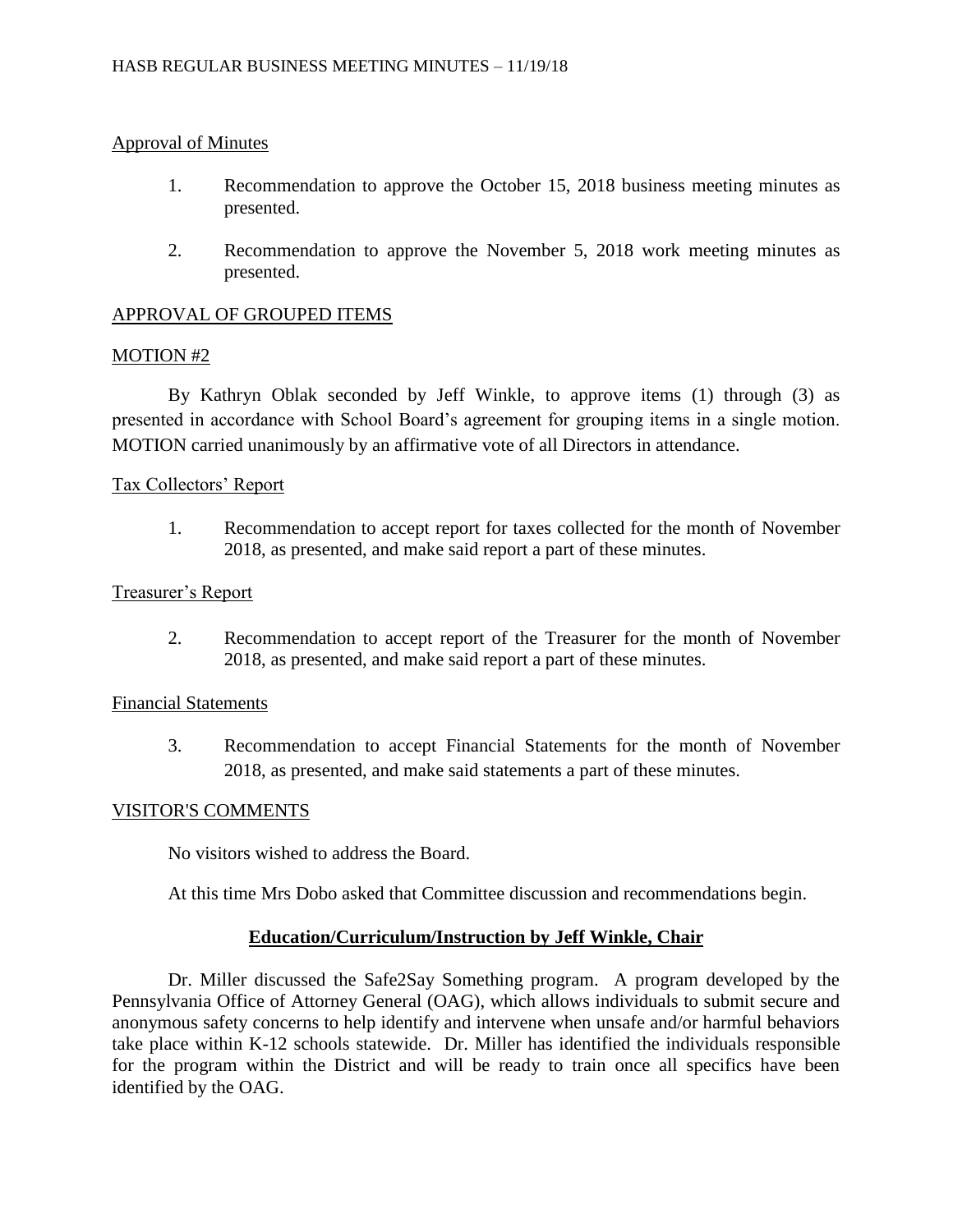Approval of Minutes

1. Recommendation to approve the October 15, 2018 business meeting minutes as presented.

2. Recommendation to approve the November 5, 2018 work meeting minutes as presented.

APPROVAL OF GROUPED ITEMS

MOTION #2

By Kathryn Oblak seconded by Jeff Winkle, to approve items (1) through (3) as presented in accordance with School Board's agreement for grouping items in a single motion. MOTION carried unanimously by an affirmative vote of all Directors in attendance.

Tax Collectors' Report

1. Recommendation to accept report for taxes collected for the month of November 2018, as presented, and make said report a part of these minutes.

Treasurer's Report

2. Recommendation to accept report of the Treasurer for the month of November 2018, as presented, and make said report a part of these minutes.

Financial Statements

3. Recommendation to accept Financial Statements for the month of November 2018, as presented, and make said statements a part of these minutes.

VISITOR'S COMMENTS

No visitors wished to address the Board.

At this time Mrs Dobo asked that Committee discussion and recommendations begin.

**Education/Curriculum/Instruction by Jeff Winkle, Chair**

Dr. Miller discussed the Safe2Say Something program. A program developed by the Pennsylvania Office of Attorney General (OAG), which allows individuals to submit secure and anonymous safety concerns to help identify and intervene when unsafe and/or harmful behaviors take place within K-12 schools statewide. Dr. Miller has identified the individuals responsible for the program within the District and will be ready to train once all specifics have been identified by the OAG.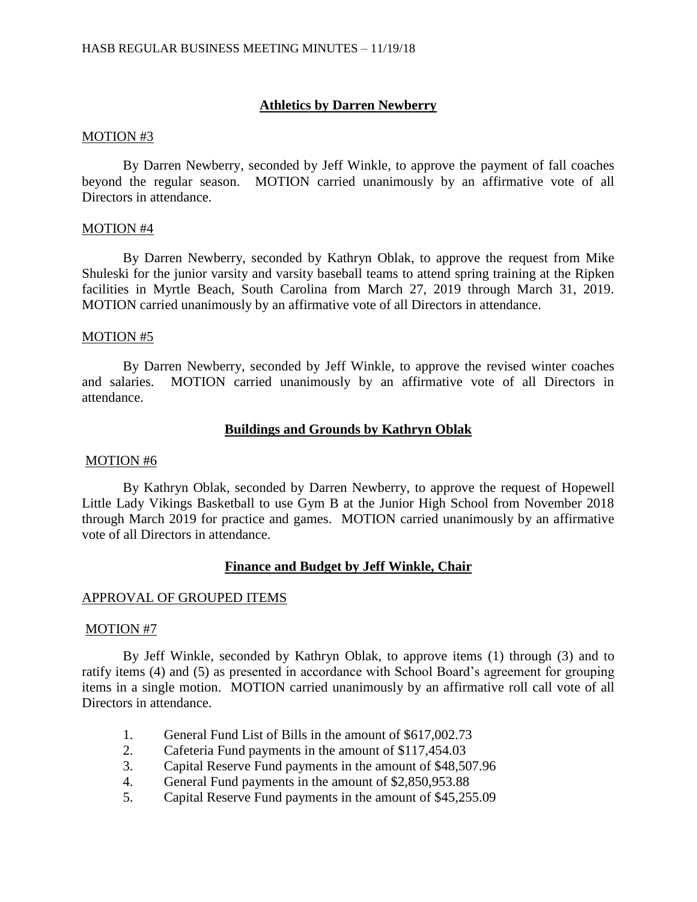## Athletics by Darren Newberry

MOTION #3

By Darren Newberry, seconded by Jeff Winkle, to approve the payment of fall coaches beyond the regular season. MOTION carried unanimously by an affirmative vote of all Directors in attendance.

MOTION #4

By Darren Newberry, seconded by Kathryn Oblak, to approve the request from Mike Shuleski for the junior varsity and varsity baseball teams to attend spring training at the Ripken facilities in Myrtle Beach, South Carolina from March 27, 2019 through March 31, 2019. MOTION carried unanimously by an affirmative vote of all Directors in attendance.

MOTION #5

By Darren Newberry, seconded by Jeff Winkle, to approve the revised winter coaches and salaries. MOTION carried unanimously by an affirmative vote of all Directors in attendance.

## Buildings and Grounds by Kathryn Oblak

MOTION #6

By Kathryn Oblak, seconded by Darren Newberry, to approve the request of Hopewell Little Lady Vikings Basketball to use Gym B at the Junior High School from November 2018 through March 2019 for practice and games. MOTION carried unanimously by an affirmative vote of all Directors in attendance.

## Finance and Budget by Jeff Winkle, Chair

APPROVAL OF GROUPED ITEMS

MOTION #7

By Jeff Winkle, seconded by Kathryn Oblak, to approve items (1) through (3) and to ratify items (4) and (5) as presented in accordance with School Board's agreement for grouping items in a single motion. MOTION carried unanimously by an affirmative roll call vote of all Directors in attendance.

1. General Fund List of Bills in the amount of $617,002.73
2. Cafeteria Fund payments in the amount of $117,454.03
3. Capital Reserve Fund payments in the amount of $48,507.96
4. General Fund payments in the amount of $2,850,953.88
5. Capital Reserve Fund payments in the amount of $45,255.09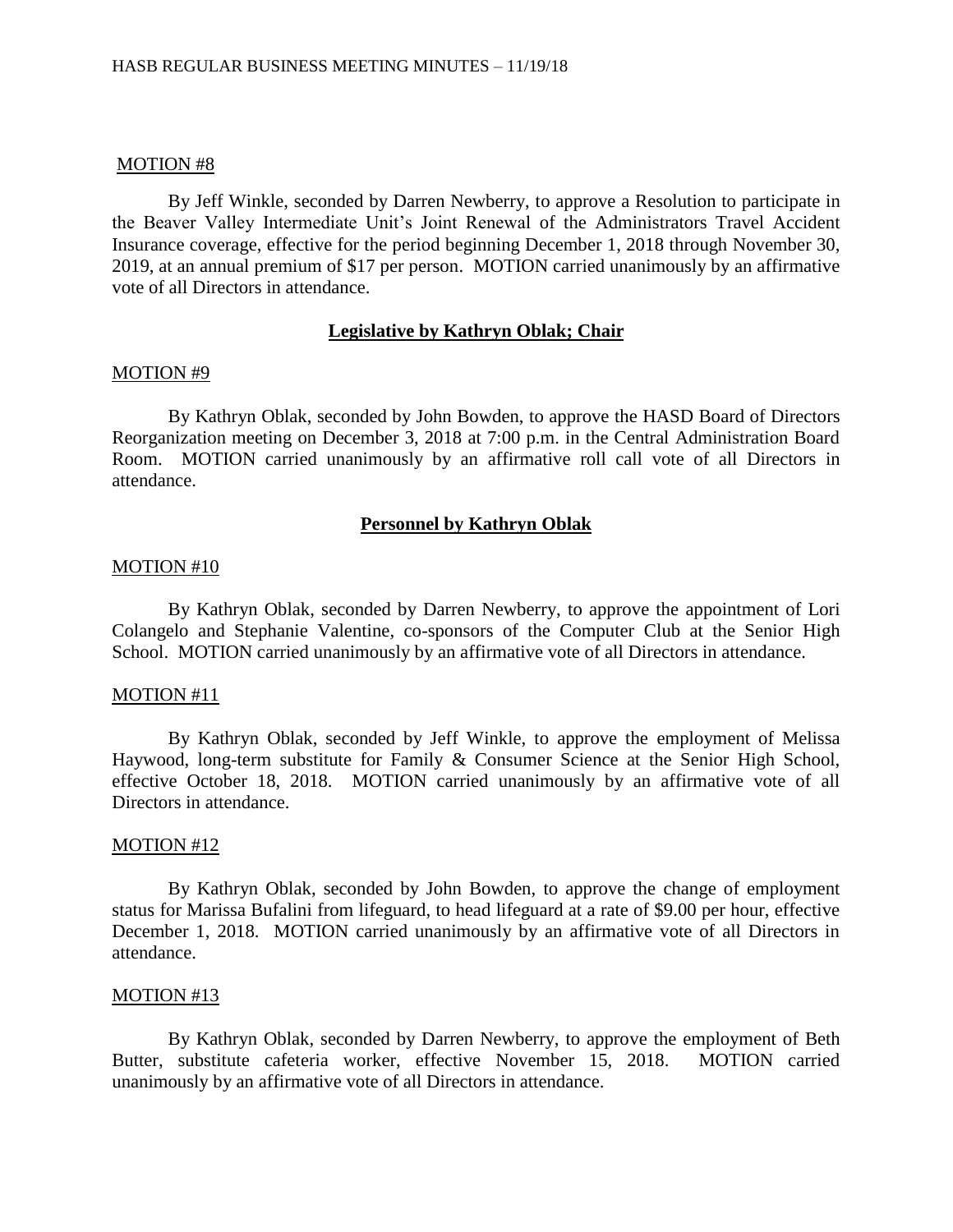MOTION #8

By Jeff Winkle, seconded by Darren Newberry, to approve a Resolution to participate in the Beaver Valley Intermediate Unit's Joint Renewal of the Administrators Travel Accident Insurance coverage, effective for the period beginning December 1, 2018 through November 30, 2019, at an annual premium of $17 per person. MOTION carried unanimously by an affirmative vote of all Directors in attendance.

## Legislative by Kathryn Oblak; Chair

MOTION #9

By Kathryn Oblak, seconded by John Bowden, to approve the HASD Board of Directors Reorganization meeting on December 3, 2018 at 7:00 p.m. in the Central Administration Board Room. MOTION carried unanimously by an affirmative roll call vote of all Directors in attendance.

## Personnel by Kathryn Oblak

MOTION #10

By Kathryn Oblak, seconded by Darren Newberry, to approve the appointment of Lori Colangelo and Stephanie Valentine, co-sponsors of the Computer Club at the Senior High School. MOTION carried unanimously by an affirmative vote of all Directors in attendance.

MOTION #11

By Kathryn Oblak, seconded by Jeff Winkle, to approve the employment of Melissa Haywood, long-term substitute for Family & Consumer Science at the Senior High School, effective October 18, 2018. MOTION carried unanimously by an affirmative vote of all Directors in attendance.

MOTION #12

By Kathryn Oblak, seconded by John Bowden, to approve the change of employment status for Marissa Bufalini from lifeguard, to head lifeguard at a rate of $9.00 per hour, effective December 1, 2018. MOTION carried unanimously by an affirmative vote of all Directors in attendance.

MOTION #13

By Kathryn Oblak, seconded by Darren Newberry, to approve the employment of Beth Butter, substitute cafeteria worker, effective November 15, 2018. MOTION carried unanimously by an affirmative vote of all Directors in attendance.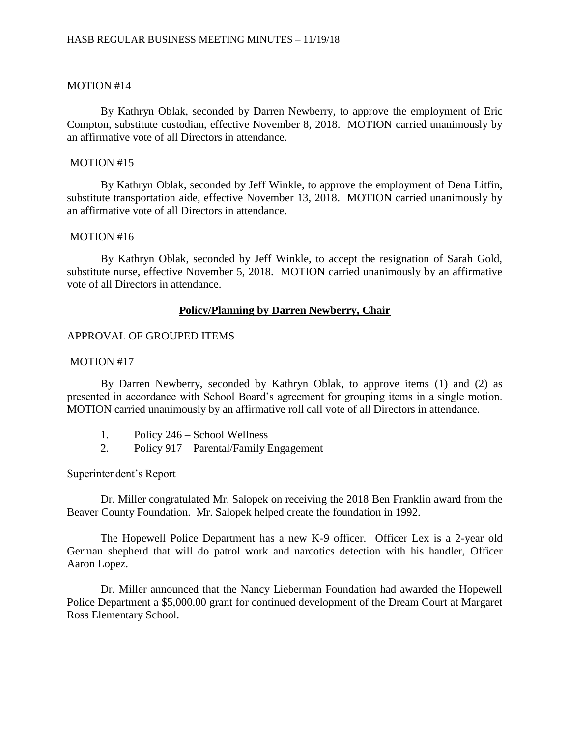MOTION #14

By Kathryn Oblak, seconded by Darren Newberry, to approve the employment of Eric Compton, substitute custodian, effective November 8, 2018. MOTION carried unanimously by an affirmative vote of all Directors in attendance.

MOTION #15

By Kathryn Oblak, seconded by Jeff Winkle, to approve the employment of Dena Litfin, substitute transportation aide, effective November 13, 2018. MOTION carried unanimously by an affirmative vote of all Directors in attendance.

MOTION #16

By Kathryn Oblak, seconded by Jeff Winkle, to accept the resignation of Sarah Gold, substitute nurse, effective November 5, 2018. MOTION carried unanimously by an affirmative vote of all Directors in attendance.

## Policy/Planning by Darren Newberry, Chair

APPROVAL OF GROUPED ITEMS

MOTION #17

By Darren Newberry, seconded by Kathryn Oblak, to approve items (1) and (2) as presented in accordance with School Board's agreement for grouping items in a single motion. MOTION carried unanimously by an affirmative roll call vote of all Directors in attendance.

1. Policy 246 – School Wellness
2. Policy 917 – Parental/Family Engagement

Superintendent's Report

Dr. Miller congratulated Mr. Salopek on receiving the 2018 Ben Franklin award from the Beaver County Foundation. Mr. Salopek helped create the foundation in 1992.

The Hopewell Police Department has a new K-9 officer. Officer Lex is a 2-year old German shepherd that will do patrol work and narcotics detection with his handler, Officer Aaron Lopez.

Dr. Miller announced that the Nancy Lieberman Foundation had awarded the Hopewell Police Department a $5,000.00 grant for continued development of the Dream Court at Margaret Ross Elementary School.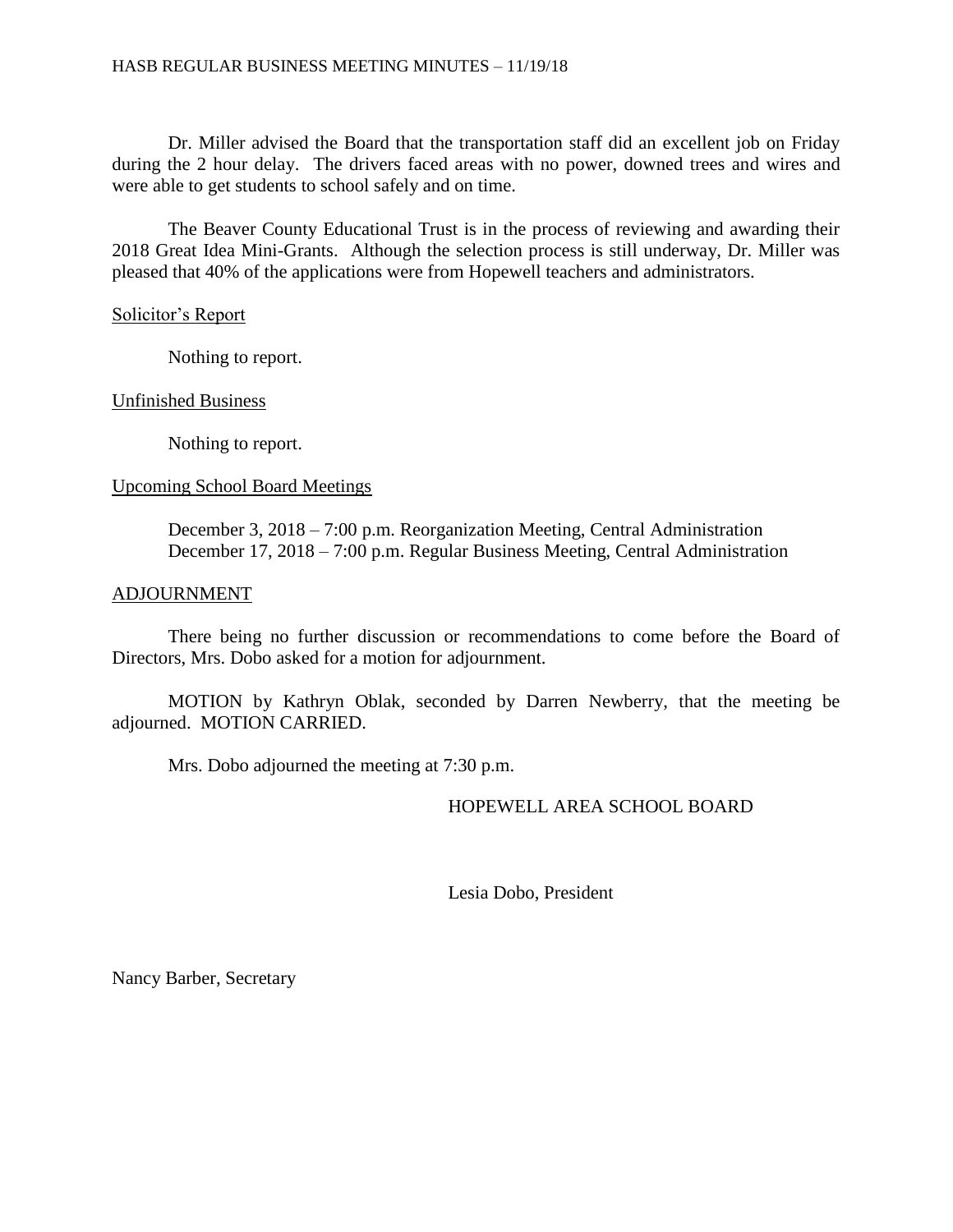Dr. Miller advised the Board that the transportation staff did an excellent job on Friday during the 2 hour delay. The drivers faced areas with no power, downed trees and wires and were able to get students to school safely and on time.

The Beaver County Educational Trust is in the process of reviewing and awarding their 2018 Great Idea Mini-Grants. Although the selection process is still underway, Dr. Miller was pleased that 40% of the applications were from Hopewell teachers and administrators.

Solicitor's Report

Nothing to report.

Unfinished Business

Nothing to report.

Upcoming School Board Meetings

December 3, 2018 – 7:00 p.m. Reorganization Meeting, Central Administration
December 17, 2018 – 7:00 p.m. Regular Business Meeting, Central Administration

ADJOURNMENT

There being no further discussion or recommendations to come before the Board of Directors, Mrs. Dobo asked for a motion for adjournment.

MOTION by Kathryn Oblak, seconded by Darren Newberry, that the meeting be adjourned. MOTION CARRIED.

Mrs. Dobo adjourned the meeting at 7:30 p.m.

HOPEWELL AREA SCHOOL BOARD

Lesia Dobo, President

Nancy Barber, Secretary